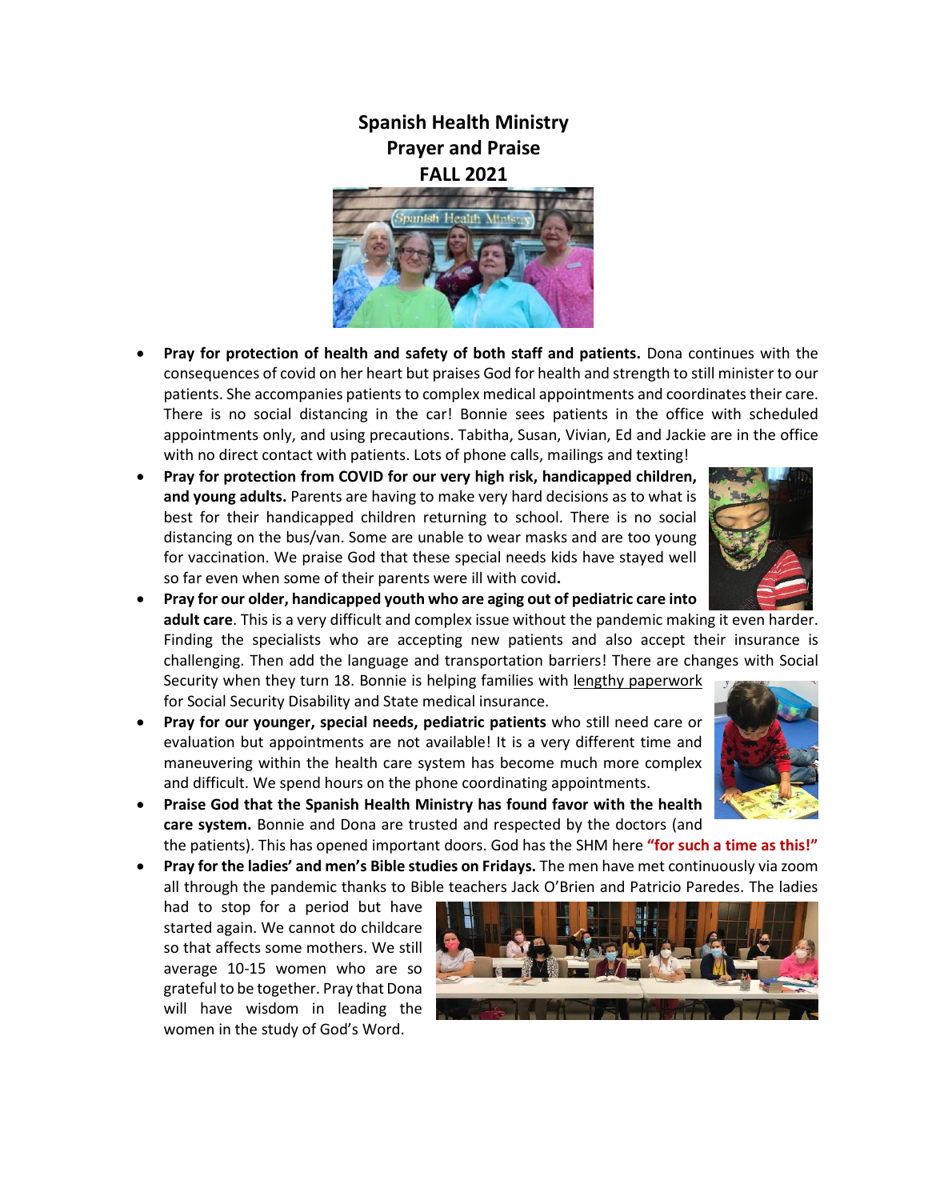# Spanish Health Ministry
## Prayer and Praise
## FALL 2021

- **Pray for protection of health and safety of both staff and patients.** Dona continues with the consequences of covid on her heart but praises God for health and strength to still minister to our patients. She accompanies patients to complex medical appointments and coordinates their care. There is no social distancing in the car! Bonnie sees patients in the office with scheduled appointments only, and using precautions. Tabitha, Susan, Vivian, Ed and Jackie are in the office with no direct contact with patients. Lots of phone calls, mailings and texting!
- **Pray for protection from COVID for our very high risk, handicapped children, and young adults.** Parents are having to make very hard decisions as to what is best for their handicapped children returning to school. There is no social distancing on the bus/van. Some are unable to wear masks and are too young for vaccination. We praise God that these special needs kids have stayed well so far even when some of their parents were ill with covid**.**
- **Pray for our older, handicapped youth who are aging out of pediatric care into adult care**. This is a very difficult and complex issue without the pandemic making it even harder. Finding the specialists who are accepting new patients and also accept their insurance is challenging. Then add the language and transportation barriers! There are changes with Social Security when they turn 18. Bonnie is helping families with lengthy paperwork for Social Security Disability and State medical insurance.
- **Pray for our younger, special needs, pediatric patients** who still need care or evaluation but appointments are not available! It is a very different time and maneuvering within the health care system has become much more complex and difficult. We spend hours on the phone coordinating appointments.
- **Praise God that the Spanish Health Ministry has found favor with the health care system.** Bonnie and Dona are trusted and respected by the doctors (and the patients). This has opened important doors. God has the SHM here **"for such a time as this!"**
- **Pray for the ladies' and men's Bible studies on Fridays.** The men have met continuously via zoom all through the pandemic thanks to Bible teachers Jack O'Brien and Patricio Paredes. The ladies had to stop for a period but have started again. We cannot do childcare so that affects some mothers. We still average 10-15 women who are so grateful to be together. Pray that Dona will have wisdom in leading the women in the study of God's Word.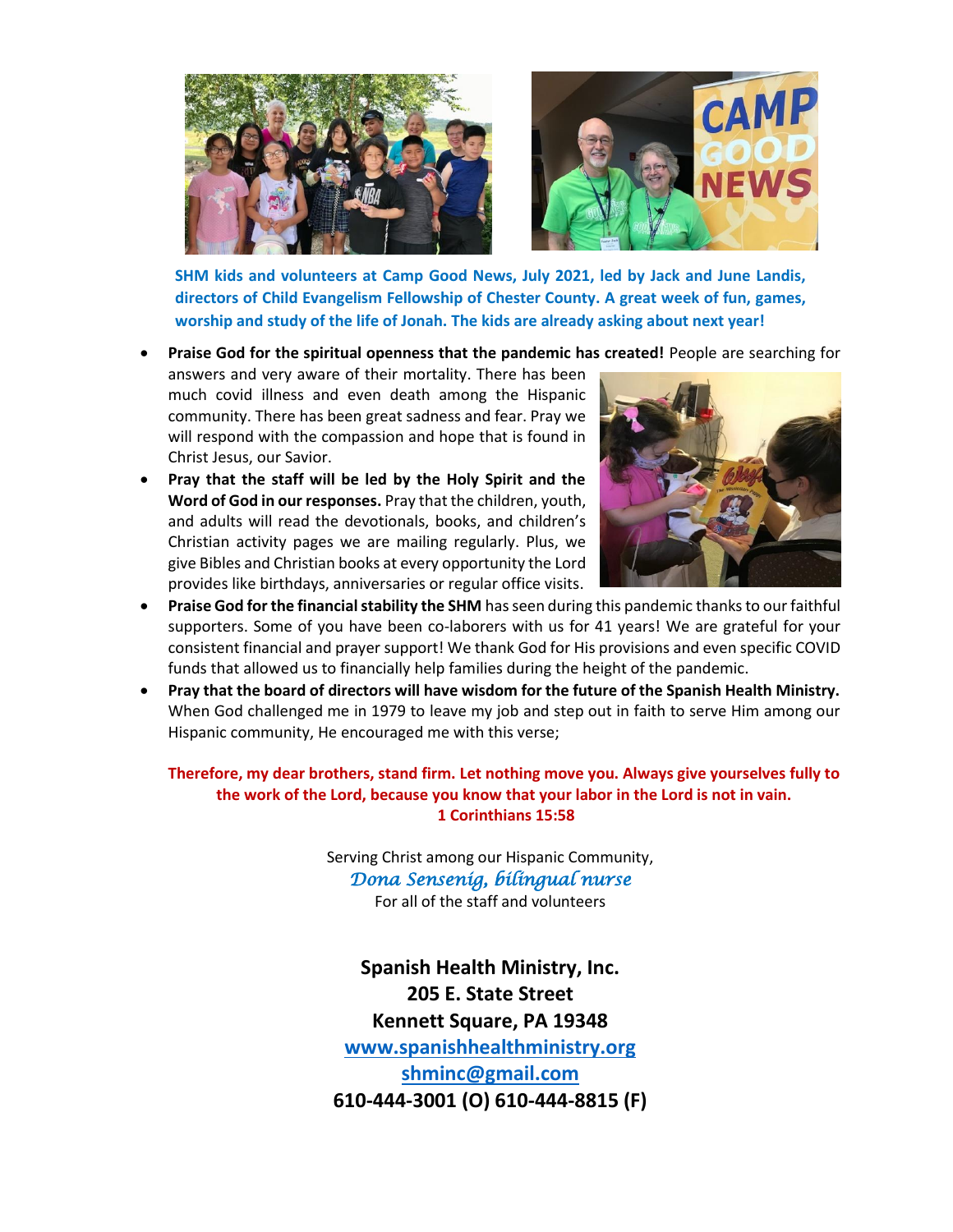**SHM kids and volunteers at Camp Good News, July 2021, led by Jack and June Landis, directors of Child Evangelism Fellowship of Chester County. A great week of fun, games, worship and study of the life of Jonah. The kids are already asking about next year!**

- **Praise God for the spiritual openness that the pandemic has created!** People are searching for answers and very aware of their mortality. There has been much covid illness and even death among the Hispanic community. There has been great sadness and fear. Pray we will respond with the compassion and hope that is found in Christ Jesus, our Savior.
- **Pray that the staff will be led by the Holy Spirit and the Word of God in our responses.** Pray that the children, youth, and adults will read the devotionals, books, and children's Christian activity pages we are mailing regularly. Plus, we give Bibles and Christian books at every opportunity the Lord provides like birthdays, anniversaries or regular office visits.
- **Praise God for the financial stability the SHM** has seen during this pandemic thanks to our faithful supporters. Some of you have been co-laborers with us for 41 years! We are grateful for your consistent financial and prayer support! We thank God for His provisions and even specific COVID funds that allowed us to financially help families during the height of the pandemic.
- **Pray that the board of directors will have wisdom for the future of the Spanish Health Ministry.** When God challenged me in 1979 to leave my job and step out in faith to serve Him among our Hispanic community, He encouraged me with this verse;

**Therefore, my dear brothers, stand firm. Let nothing move you. Always give yourselves fully to the work of the Lord, because you know that your labor in the Lord is not in vain.**
**1 Corinthians 15:58**

Serving Christ among our Hispanic Community,
*Dona Sensenig, bilingual nurse*
For all of the staff and volunteers

**Spanish Health Ministry, Inc.**
**205 E. State Street**
**Kennett Square, PA 19348**
**www.spanishhealthministry.org**
**shminc@gmail.com**
**610-444-3001 (O) 610-444-8815 (F)**